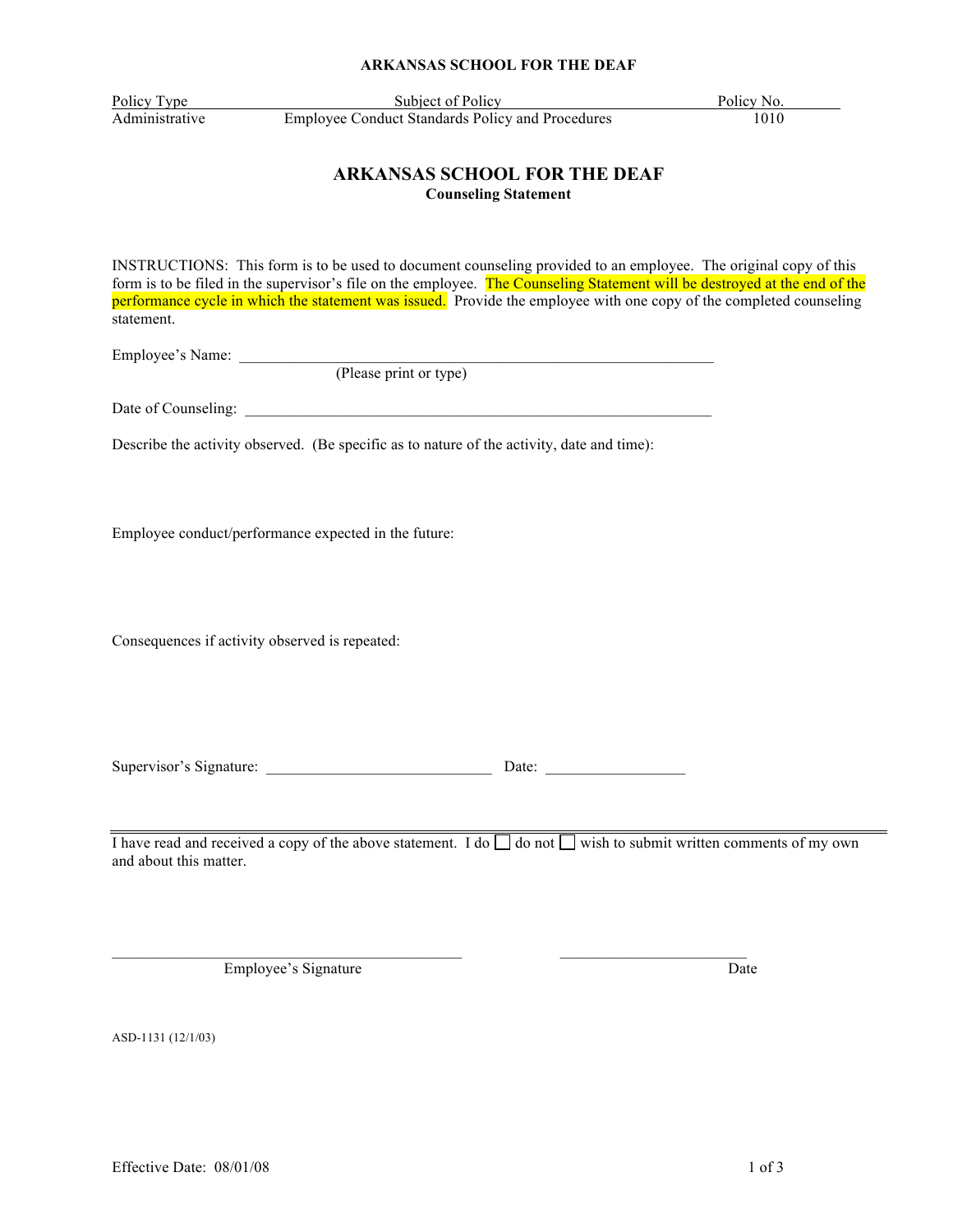**ARKANSAS SCHOOL FOR THE DEAF**

| Policy Type | Subject of Policy | Policy No. |
|---|---|---|
| Administrative | Employee Conduct Standards Policy and Procedures | 1010 |

# ARKANSAS SCHOOL FOR THE DEAF

**Counseling Statement**

INSTRUCTIONS: This form is to be used to document counseling provided to an employee. The original copy of this form is to be filed in the supervisor's file on the employee. The Counseling Statement will be destroyed at the end of the performance cycle in which the statement was issued. Provide the employee with one copy of the completed counseling statement.

Employee's Name: ______________________________________________________________
(Please print or type)

Date of Counseling: ______________________________________________________________

Describe the activity observed. (Be specific as to nature of the activity, date and time):

Employee conduct/performance expected in the future:

Consequences if activity observed is repeated:

Supervisor's Signature: _____________________________ Date: __________________

---

I have read and received a copy of the above statement. I do ☐ do not ☐ wish to submit written comments of my own and about this matter.

_____________________________________________ ________________________
Employee's Signature Date

ASD-1131 (12/1/03)

Effective Date: 08/01/08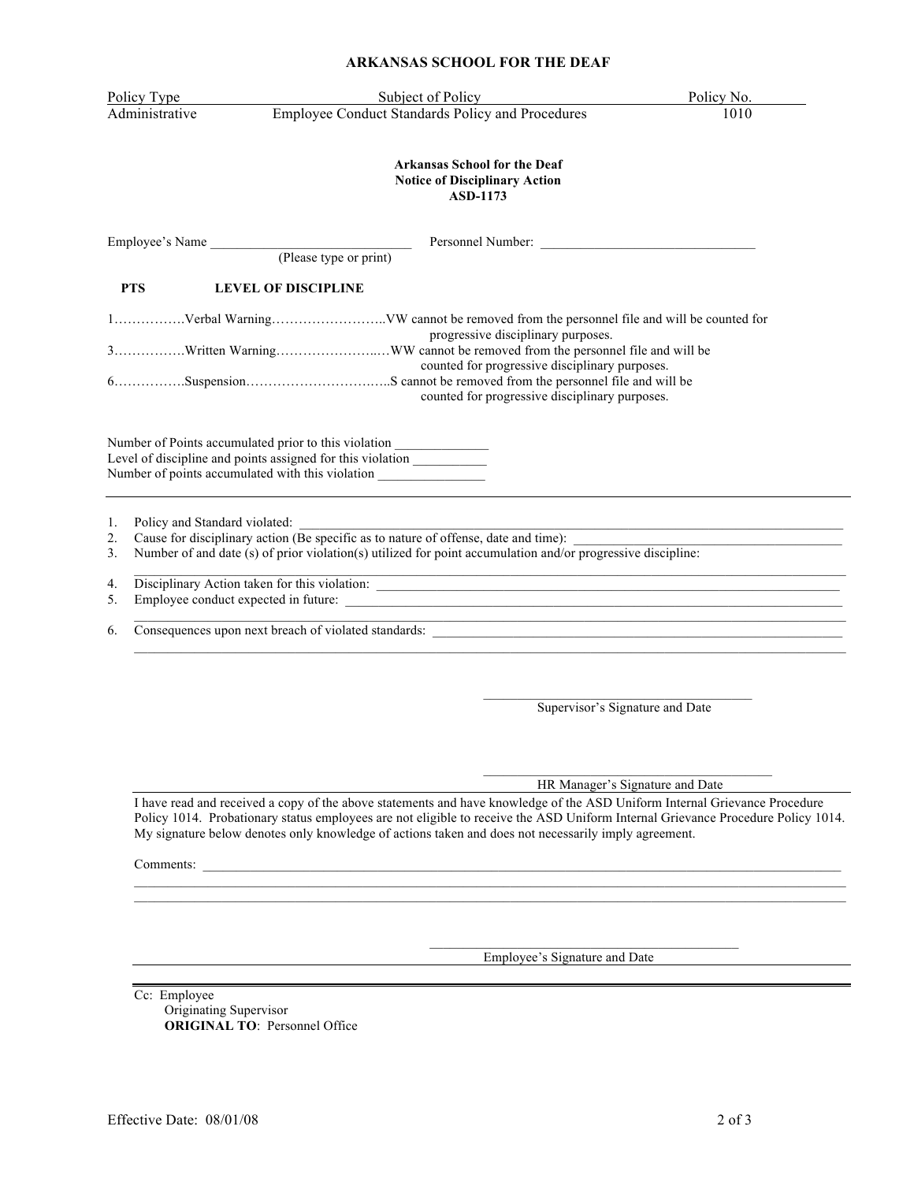**ARKANSAS SCHOOL FOR THE DEAF**

| Policy Type | Subject of Policy | Policy No. |
|---|---|---|
| Administrative | Employee Conduct Standards Policy and Procedures | 1010 |

**Arkansas School for the Deaf**
**Notice of Disciplinary Action**
**ASD-1173**

Employee's Name ______________________________ Personnel Number: ________________________________
(Please type or print)

| **PTS** | **LEVEL OF DISCIPLINE** | |
|---|---|---|
| 1 | Verbal Warning | VW cannot be removed from the personnel file and will be counted for progressive disciplinary purposes. |
| 3 | Written Warning | WW cannot be removed from the personnel file and will be counted for progressive disciplinary purposes. |
| 6 | Suspension | S cannot be removed from the personnel file and will be counted for progressive disciplinary purposes. |

Number of Points accumulated prior to this violation _____________
Level of discipline and points assigned for this violation __________
Number of points accumulated with this violation _______________

---

1. Policy and Standard violated: ________________________________________________
2. Cause for disciplinary action (Be specific as to nature of offense, date and time): ________________________
3. Number of and date (s) of prior violation(s) utilized for point accumulation and/or progressive discipline:
   ________________________________________________
4. Disciplinary Action taken for this violation: ________________________________________________
5. Employee conduct expected in future: ________________________________________________
   ________________________________________________
6. Consequences upon next breach of violated standards: ________________________________________________
   ________________________________________________

______________________________________
Supervisor's Signature and Date

______________________________________
HR Manager's Signature and Date

I have read and received a copy of the above statements and have knowledge of the ASD Uniform Internal Grievance Procedure Policy 1014. Probationary status employees are not eligible to receive the ASD Uniform Internal Grievance Procedure Policy 1014. My signature below denotes only knowledge of actions taken and does not necessarily imply agreement.

Comments: ________________________________________________
________________________________________________
________________________________________________

______________________________________
Employee's Signature and Date

Cc: Employee
Originating Supervisor
**ORIGINAL TO**: Personnel Office

Effective Date: 08/01/08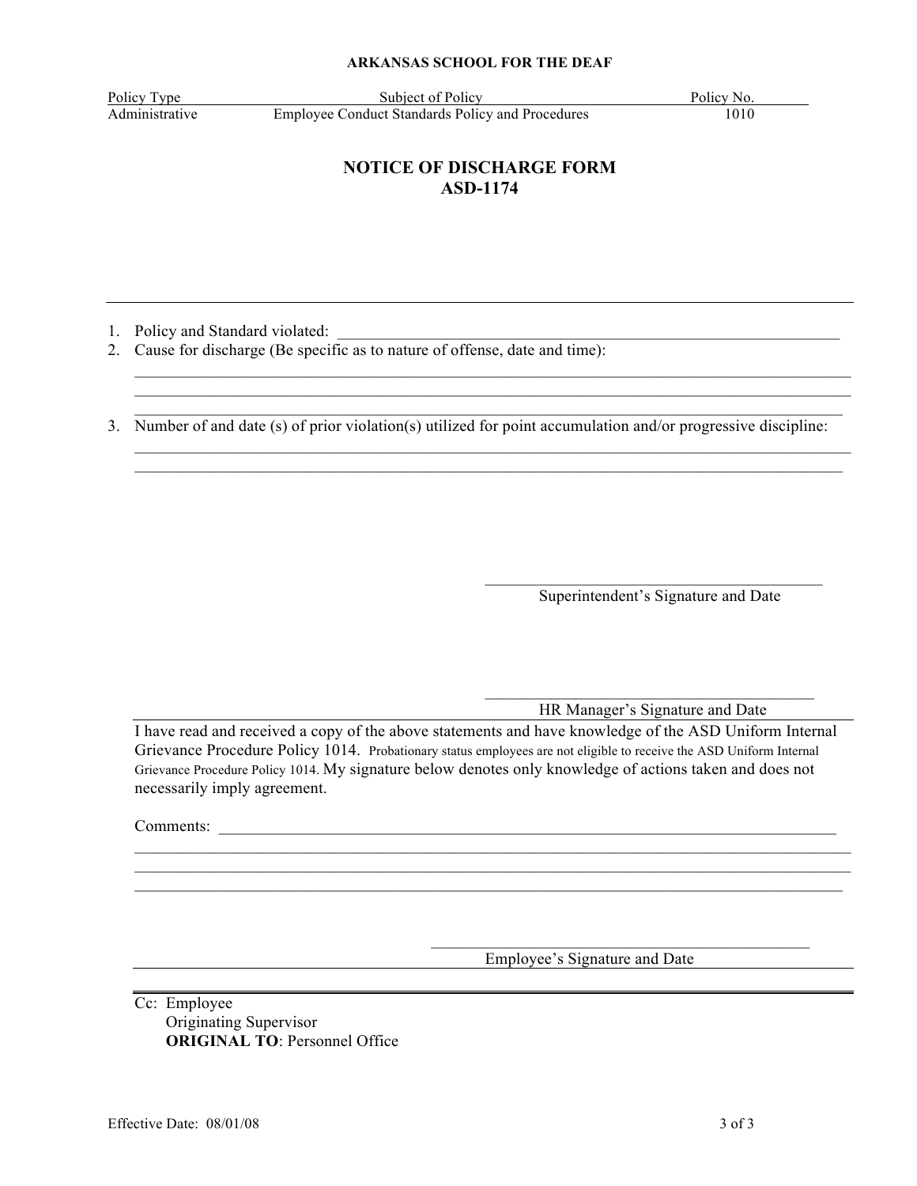**ARKANSAS SCHOOL FOR THE DEAF**

| Policy Type | Subject of Policy | Policy No. |
|---|---|---|
| Administrative | Employee Conduct Standards Policy and Procedures | 1010 |

## NOTICE OF DISCHARGE FORM
## ASD-1174

---

1. Policy and Standard violated: ______________________________________________
2. Cause for discharge (Be specific as to nature of offense, date and time):
   ______________________________________________
   ______________________________________________
   ______________________________________________
3. Number of and date (s) of prior violation(s) utilized for point accumulation and/or progressive discipline:
   ______________________________________________
   ______________________________________________

______________________________
Superintendent's Signature and Date

______________________________
HR Manager's Signature and Date

I have read and received a copy of the above statements and have knowledge of the ASD Uniform Internal Grievance Procedure Policy 1014. Probationary status employees are not eligible to receive the ASD Uniform Internal Grievance Procedure Policy 1014. My signature below denotes only knowledge of actions taken and does not necessarily imply agreement.

Comments: ______________________________________________
______________________________________________
______________________________________________
______________________________________________

______________________________
Employee's Signature and Date

---

Cc: Employee
Originating Supervisor
**ORIGINAL TO**: Personnel Office

Effective Date: 08/01/08